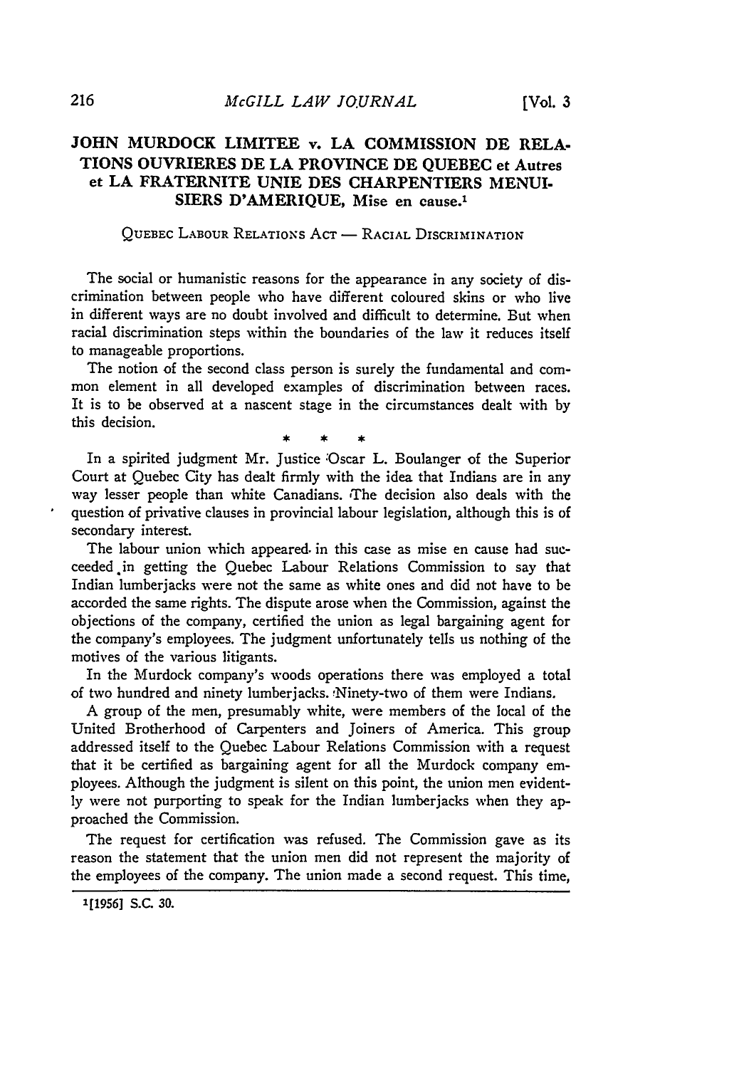## JOHN MURDOCK LIMITEE v. LA COMMISSION DE RELATIONS OUVRIERES DE LA PROVINCE DE QUEBEC et Autres et LA FRATERNITE UNIE DES CHARPENTIERS MENUISIERS D'AMERIQUE, Mise en cause.[1]

QUEBEC LABOUR RELATIONS ACT — RACIAL DISCRIMINATION

The social or humanistic reasons for the appearance in any society of discrimination between people who have different coloured skins or who live in different ways are no doubt involved and difficult to determine. But when racial discrimination steps within the boundaries of the law it reduces itself to manageable proportions.

The notion of the second class person is surely the fundamental and common element in all developed examples of discrimination between races. It is to be observed at a nascent stage in the circumstances dealt with by this decision.

\* \* \*

In a spirited judgment Mr. Justice Oscar L. Boulanger of the Superior Court at Quebec City has dealt firmly with the idea that Indians are in any way lesser people than white Canadians. The decision also deals with the question of privative clauses in provincial labour legislation, although this is of secondary interest.

The labour union which appeared in this case as mise en cause had succeeded in getting the Quebec Labour Relations Commission to say that Indian lumberjacks were not the same as white ones and did not have to be accorded the same rights. The dispute arose when the Commission, against the objections of the company, certified the union as legal bargaining agent for the company's employees. The judgment unfortunately tells us nothing of the motives of the various litigants.

In the Murdock company's woods operations there was employed a total of two hundred and ninety lumberjacks. Ninety-two of them were Indians.

A group of the men, presumably white, were members of the local of the United Brotherhood of Carpenters and Joiners of America. This group addressed itself to the Quebec Labour Relations Commission with a request that it be certified as bargaining agent for all the Murdock company employees. Although the judgment is silent on this point, the union men evidently were not purporting to speak for the Indian lumberjacks when they approached the Commission.

The request for certification was refused. The Commission gave as its reason the statement that the union men did not represent the majority of the employees of the company. The union made a second request. This time,

[1] [1956] S.C. 30.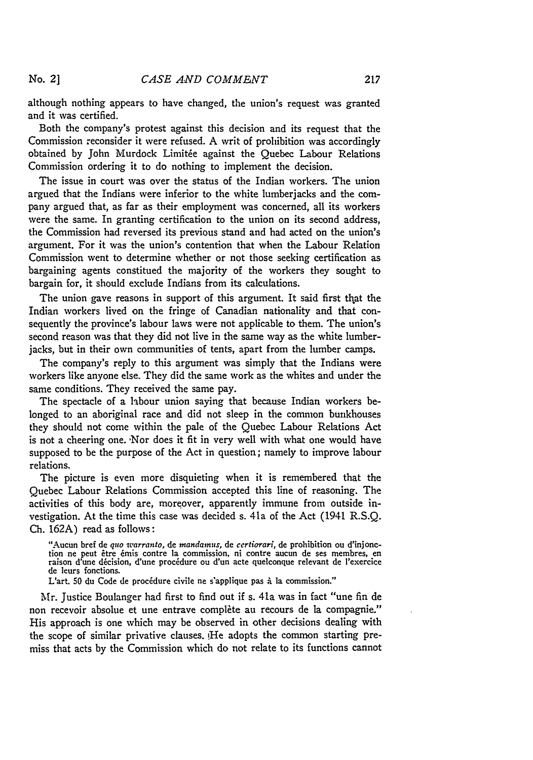although nothing appears to have changed, the union's request was granted and it was certified.

Both the company's protest against this decision and its request that the Commission reconsider it were refused. A writ of prohibition was accordingly obtained by John Murdock Limitée against the Quebec Labour Relations Commission ordering it to do nothing to implement the decision.

The issue in court was over the status of the Indian workers. The union argued that the Indians were inferior to the white lumberjacks and the company argued that, as far as their employment was concerned, all its workers were the same. In granting certification to the union on its second address, the Commission had reversed its previous stand and had acted on the union's argument. For it was the union's contention that when the Labour Relation Commission went to determine whether or not those seeking certification as bargaining agents constitued the majority of the workers they sought to bargain for, it should exclude Indians from its calculations.

The union gave reasons in support of this argument. It said first that the Indian workers lived on the fringe of Canadian nationality and that consequently the province's labour laws were not applicable to them. The union's second reason was that they did not live in the same way as the white lumberjacks, but in their own communities of tents, apart from the lumber camps.

The company's reply to this argument was simply that the Indians were workers like anyone else. They did the same work as the whites and under the same conditions. They received the same pay.

The spectacle of a labour union saying that because Indian workers belonged to an aboriginal race and did not sleep in the common bunkhouses they should not come within the pale of the Quebec Labour Relations Act is not a cheering one. Nor does it fit in very well with what one would have supposed to be the purpose of the Act in question; namely to improve labour relations.

The picture is even more disquieting when it is remembered that the Quebec Labour Relations Commission accepted this line of reasoning. The activities of this body are, moreover, apparently immune from outside investigation. At the time this case was decided s. 41a of the Act (1941 R.S.Q. Ch. 162A) read as follows:

> "Aucun bref de *quo warranto*, de *mandamus*, de *certiorari*, de prohibition ou d'injonction ne peut être émis contre la commission, ni contre aucun de ses membres, en raison d'une décision, d'une procédure ou d'un acte quelconque relevant de l'exercice de leurs fonctions.
>
> L'art. 50 du Code de procédure civile ne s'applique pas à la commission."

Mr. Justice Boulanger had first to find out if s. 41a was in fact "une fin de non recevoir absolue et une entrave complète au recours de la compagnie." His approach is one which may be observed in other decisions dealing with the scope of similar privative clauses. He adopts the common starting premiss that acts by the Commission which do not relate to its functions cannot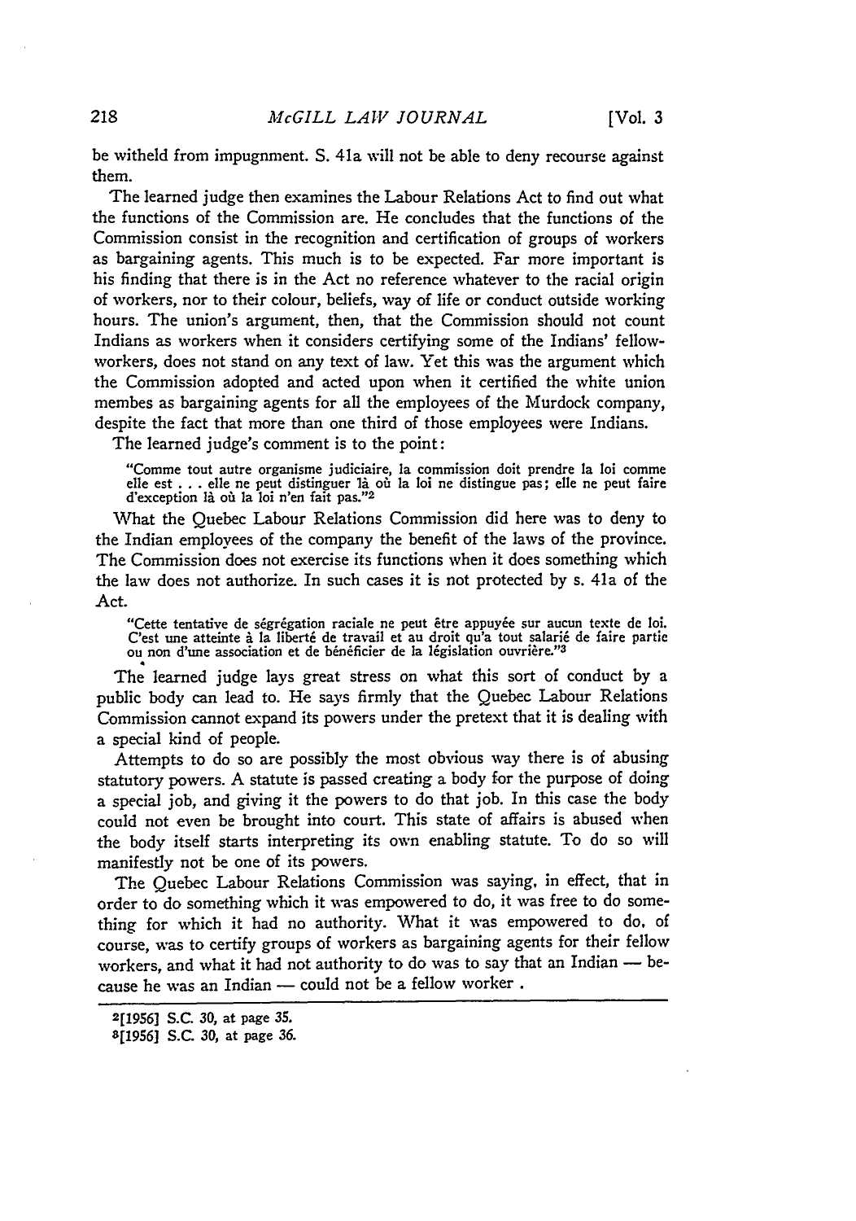be witheld from impugnment. S. 41a will not be able to deny recourse against them.

The learned judge then examines the Labour Relations Act to find out what the functions of the Commission are. He concludes that the functions of the Commission consist in the recognition and certification of groups of workers as bargaining agents. This much is to be expected. Far more important is his finding that there is in the Act no reference whatever to the racial origin of workers, nor to their colour, beliefs, way of life or conduct outside working hours. The union's argument, then, that the Commission should not count Indians as workers when it considers certifying some of the Indians' fellow-workers, does not stand on any text of law. Yet this was the argument which the Commission adopted and acted upon when it certified the white union membes as bargaining agents for all the employees of the Murdock company, despite the fact that more than one third of those employees were Indians.

The learned judge's comment is to the point:

> "Comme tout autre organisme judiciaire, la commission doit prendre la loi comme elle est . . . elle ne peut distinguer là où la loi ne distingue pas; elle ne peut faire d'exception là où la loi n'en fait pas."[2]

What the Quebec Labour Relations Commission did here was to deny to the Indian employees of the company the benefit of the laws of the province. The Commission does not exercise its functions when it does something which the law does not authorize. In such cases it is not protected by s. 41a of the Act.

> "Cette tentative de ségrégation raciale ne peut être appuyée sur aucun texte de loi. C'est une atteinte à la liberté de travail et au droit qu'a tout salarié de faire partie ou non d'une association et de bénéficier de la législation ouvrière."[3]

The learned judge lays great stress on what this sort of conduct by a public body can lead to. He says firmly that the Quebec Labour Relations Commission cannot expand its powers under the pretext that it is dealing with a special kind of people.

Attempts to do so are possibly the most obvious way there is of abusing statutory powers. A statute is passed creating a body for the purpose of doing a special job, and giving it the powers to do that job. In this case the body could not even be brought into court. This state of affairs is abused when the body itself starts interpreting its own enabling statute. To do so will manifestly not be one of its powers.

The Quebec Labour Relations Commission was saying, in effect, that in order to do something which it was empowered to do, it was free to do something for which it had no authority. What it was empowered to do, of course, was to certify groups of workers as bargaining agents for their fellow workers, and what it had not authority to do was to say that an Indian — because he was an Indian — could not be a fellow worker .

---

[2] [1956] S.C. 30, at page 35.

[3] [1956] S.C. 30, at page 36.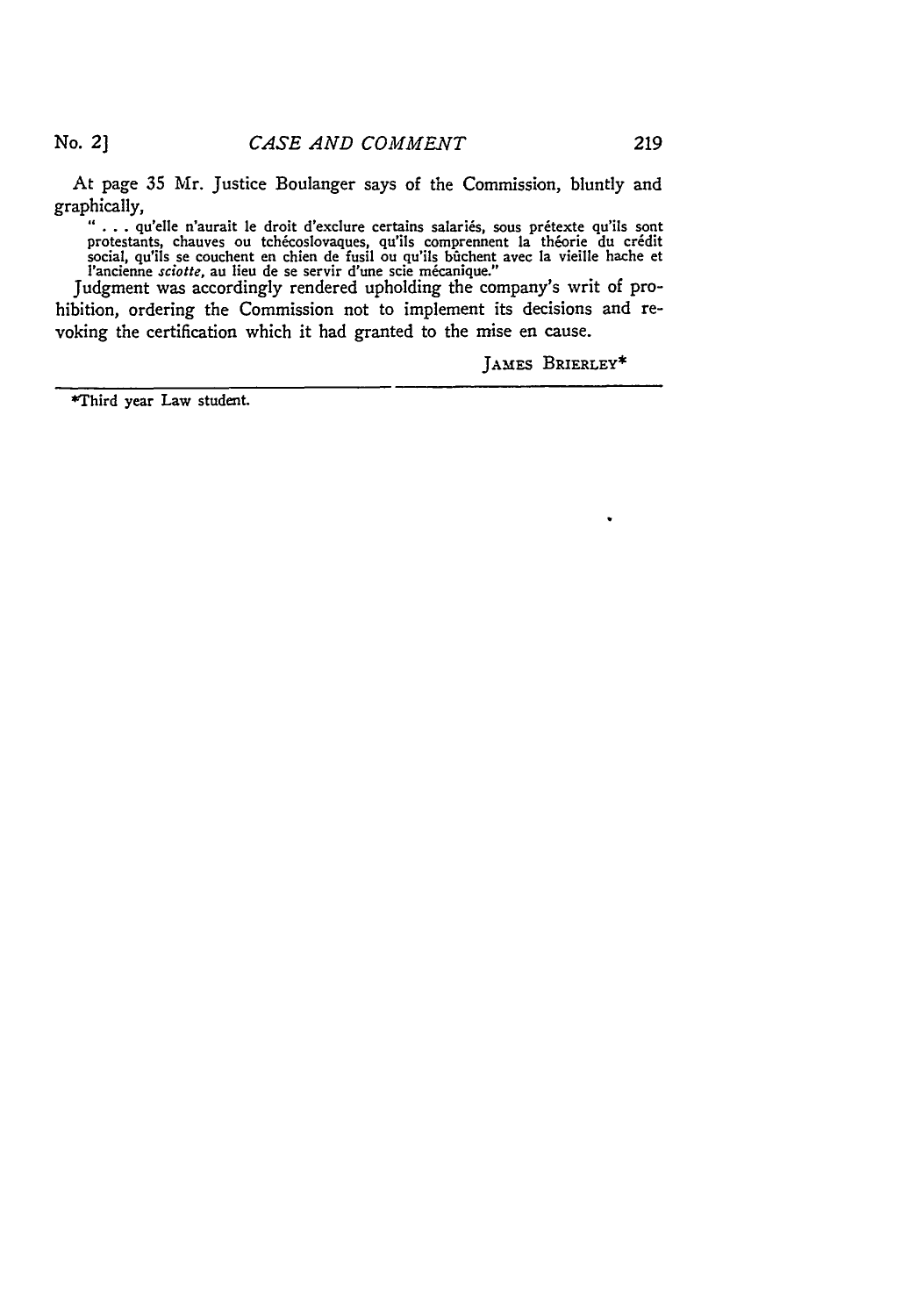At page 35 Mr. Justice Boulanger says of the Commission, bluntly and graphically,

> " . . . qu'elle n'aurait le droit d'exclure certains salariés, sous prétexte qu'ils sont protestants, chauves ou tchécoslovaques, qu'ils comprennent la théorie du crédit social, qu'ils se couchent en chien de fusil ou qu'ils bûchent avec la vieille hache et l'ancienne *sciotte*, au lieu de se servir d'une scie mécanique."

Judgment was accordingly rendered upholding the company's writ of prohibition, ordering the Commission not to implement its decisions and revoking the certification which it had granted to the mise en cause.

JAMES BRIERLEY*

---

*Third year Law student.